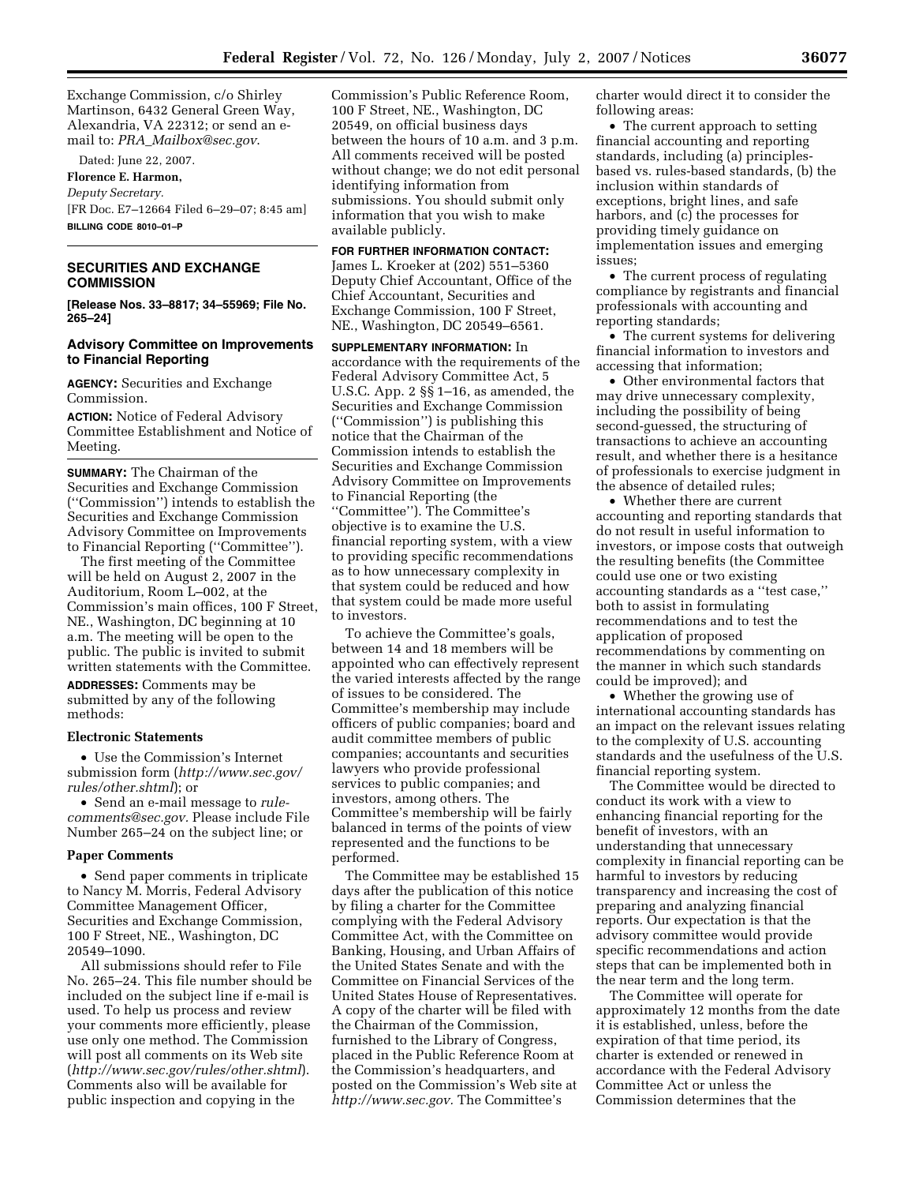Exchange Commission, c/o Shirley Martinson, 6432 General Green Way, Alexandria, VA 22312; or send an e-mail to: *PRA_Mailbox@sec.gov*.

Dated: June 22, 2007.

**Florence E. Harmon,**

*Deputy Secretary.*

[FR Doc. E7–12664 Filed 6–29–07; 8:45 am]

**BILLING CODE 8010–01–P**

---

## SECURITIES AND EXCHANGE COMMISSION

**[Release Nos. 33–8817; 34–55969; File No. 265–24]**

### Advisory Committee on Improvements to Financial Reporting

**AGENCY:** Securities and Exchange Commission.

**ACTION:** Notice of Federal Advisory Committee Establishment and Notice of Meeting.

---

**SUMMARY:** The Chairman of the Securities and Exchange Commission (''Commission'') intends to establish the Securities and Exchange Commission Advisory Committee on Improvements to Financial Reporting (''Committee'').

The first meeting of the Committee will be held on August 2, 2007 in the Auditorium, Room L–002, at the Commission's main offices, 100 F Street, NE., Washington, DC beginning at 10 a.m. The meeting will be open to the public. The public is invited to submit written statements with the Committee.

**ADDRESSES:** Comments may be submitted by any of the following methods:

#### Electronic Statements

- Use the Commission's Internet submission form (*http://www.sec.gov/rules/other.shtml*); or
- Send an e-mail message to *rule-comments@sec.gov*. Please include File Number 265–24 on the subject line; or

#### Paper Comments

- Send paper comments in triplicate to Nancy M. Morris, Federal Advisory Committee Management Officer, Securities and Exchange Commission, 100 F Street, NE., Washington, DC 20549–1090.

All submissions should refer to File No. 265–24. This file number should be included on the subject line if e-mail is used. To help us process and review your comments more efficiently, please use only one method. The Commission will post all comments on its Web site (*http://www.sec.gov/rules/other.shtml*). Comments also will be available for public inspection and copying in the Commission's Public Reference Room, 100 F Street, NE., Washington, DC 20549, on official business days between the hours of 10 a.m. and 3 p.m. All comments received will be posted without change; we do not edit personal identifying information from submissions. You should submit only information that you wish to make available publicly.

**FOR FURTHER INFORMATION CONTACT:** James L. Kroeker at (202) 551–5360 Deputy Chief Accountant, Office of the Chief Accountant, Securities and Exchange Commission, 100 F Street, NE., Washington, DC 20549–6561.

**SUPPLEMENTARY INFORMATION:** In accordance with the requirements of the Federal Advisory Committee Act, 5 U.S.C. App. 2 §§ 1–16, as amended, the Securities and Exchange Commission (''Commission'') is publishing this notice that the Chairman of the Commission intends to establish the Securities and Exchange Commission Advisory Committee on Improvements to Financial Reporting (the ''Committee''). The Committee's objective is to examine the U.S. financial reporting system, with a view to providing specific recommendations as to how unnecessary complexity in that system could be reduced and how that system could be made more useful to investors.

To achieve the Committee's goals, between 14 and 18 members will be appointed who can effectively represent the varied interests affected by the range of issues to be considered. The Committee's membership may include officers of public companies; board and audit committee members of public companies; accountants and securities lawyers who provide professional services to public companies; and investors, among others. The Committee's membership will be fairly balanced in terms of the points of view represented and the functions to be performed.

The Committee may be established 15 days after the publication of this notice by filing a charter for the Committee complying with the Federal Advisory Committee Act, with the Committee on Banking, Housing, and Urban Affairs of the United States Senate and with the Committee on Financial Services of the United States House of Representatives. A copy of the charter will be filed with the Chairman of the Commission, furnished to the Library of Congress, placed in the Public Reference Room at the Commission's headquarters, and posted on the Commission's Web site at *http://www.sec.gov*. The Committee's charter would direct it to consider the following areas:

- The current approach to setting financial accounting and reporting standards, including (a) principles-based vs. rules-based standards, (b) the inclusion within standards of exceptions, bright lines, and safe harbors, and (c) the processes for providing timely guidance on implementation issues and emerging issues;
- The current process of regulating compliance by registrants and financial professionals with accounting and reporting standards;
- The current systems for delivering financial information to investors and accessing that information;
- Other environmental factors that may drive unnecessary complexity, including the possibility of being second-guessed, the structuring of transactions to achieve an accounting result, and whether there is a hesitance of professionals to exercise judgment in the absence of detailed rules;
- Whether there are current accounting and reporting standards that do not result in useful information to investors, or impose costs that outweigh the resulting benefits (the Committee could use one or two existing accounting standards as a ''test case,'' both to assist in formulating recommendations and to test the application of proposed recommendations by commenting on the manner in which such standards could be improved); and
- Whether the growing use of international accounting standards has an impact on the relevant issues relating to the complexity of U.S. accounting standards and the usefulness of the U.S. financial reporting system.

The Committee would be directed to conduct its work with a view to enhancing financial reporting for the benefit of investors, with an understanding that unnecessary complexity in financial reporting can be harmful to investors by reducing transparency and increasing the cost of preparing and analyzing financial reports. Our expectation is that the advisory committee would provide specific recommendations and action steps that can be implemented both in the near term and the long term.

The Committee will operate for approximately 12 months from the date it is established, unless, before the expiration of that time period, its charter is extended or renewed in accordance with the Federal Advisory Committee Act or unless the Commission determines that the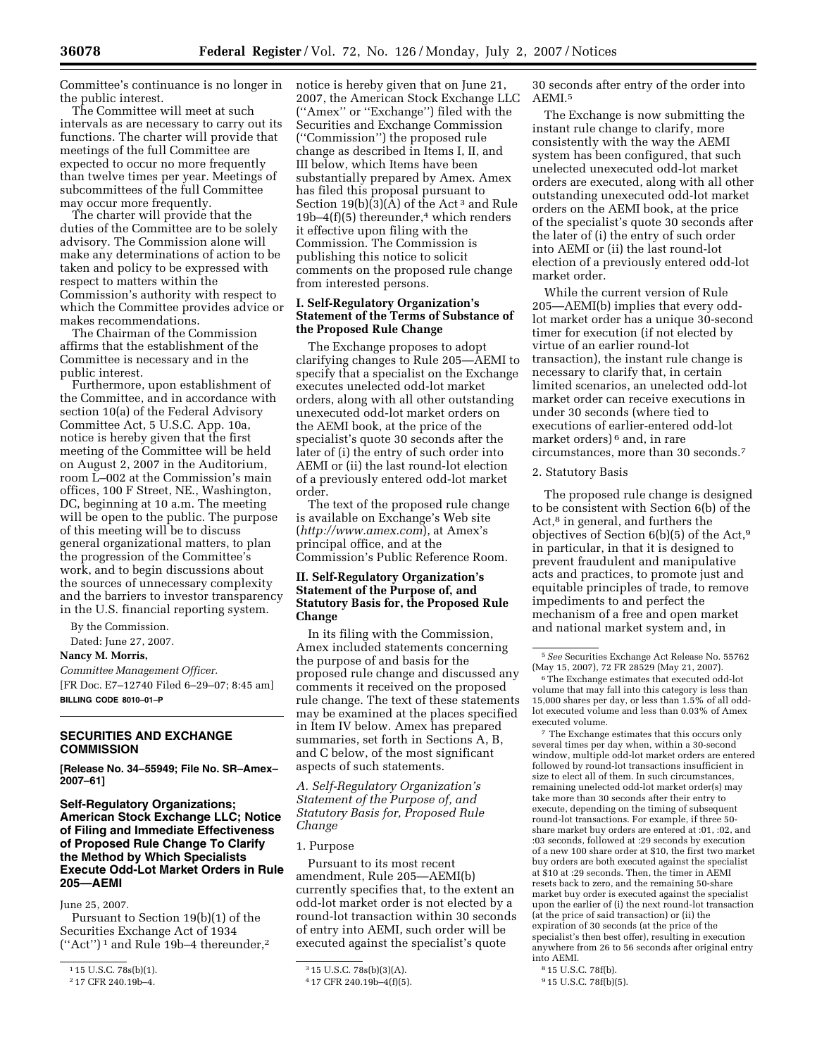Committee's continuance is no longer in the public interest.

The Committee will meet at such intervals as are necessary to carry out its functions. The charter will provide that meetings of the full Committee are expected to occur no more frequently than twelve times per year. Meetings of subcommittees of the full Committee may occur more frequently.

The charter will provide that the duties of the Committee are to be solely advisory. The Commission alone will make any determinations of action to be taken and policy to be expressed with respect to matters within the Commission's authority with respect to which the Committee provides advice or makes recommendations.

The Chairman of the Commission affirms that the establishment of the Committee is necessary and in the public interest.

Furthermore, upon establishment of the Committee, and in accordance with section 10(a) of the Federal Advisory Committee Act, 5 U.S.C. App. 10a, notice is hereby given that the first meeting of the Committee will be held on August 2, 2007 in the Auditorium, room L–002 at the Commission's main offices, 100 F Street, NE., Washington, DC, beginning at 10 a.m. The meeting will be open to the public. The purpose of this meeting will be to discuss general organizational matters, to plan the progression of the Committee's work, and to begin discussions about the sources of unnecessary complexity and the barriers to investor transparency in the U.S. financial reporting system.

By the Commission.

Dated: June 27, 2007.

**Nancy M. Morris,**

*Committee Management Officer.*

[FR Doc. E7–12740 Filed 6–29–07; 8:45 am]

**BILLING CODE 8010–01–P**

## SECURITIES AND EXCHANGE COMMISSION

**[Release No. 34–55949; File No. SR–Amex–2007–61]**

## Self-Regulatory Organizations; American Stock Exchange LLC; Notice of Filing and Immediate Effectiveness of Proposed Rule Change To Clarify the Method by Which Specialists Execute Odd-Lot Market Orders in Rule 205—AEMI

June 25, 2007.

Pursuant to Section 19(b)(1) of the Securities Exchange Act of 1934 (''Act'')[1] and Rule 19b–4 thereunder,[2] notice is hereby given that on June 21, 2007, the American Stock Exchange LLC (''Amex'' or ''Exchange'') filed with the Securities and Exchange Commission (''Commission'') the proposed rule change as described in Items I, II, and III below, which Items have been substantially prepared by Amex. Amex has filed this proposal pursuant to Section 19(b)(3)(A) of the Act[3] and Rule 19b–4(f)(5) thereunder,[4] which renders it effective upon filing with the Commission. The Commission is publishing this notice to solicit comments on the proposed rule change from interested persons.

### I. Self-Regulatory Organization's Statement of the Terms of Substance of the Proposed Rule Change

The Exchange proposes to adopt clarifying changes to Rule 205—AEMI to specify that a specialist on the Exchange executes unelected odd-lot market orders, along with all other outstanding unexecuted odd-lot market orders on the AEMI book, at the price of the specialist's quote 30 seconds after the later of (i) the entry of such order into AEMI or (ii) the last round-lot election of a previously entered odd-lot market order.

The text of the proposed rule change is available on Exchange's Web site (*http://www.amex.com*), at Amex's principal office, and at the Commission's Public Reference Room.

### II. Self-Regulatory Organization's Statement of the Purpose of, and Statutory Basis for, the Proposed Rule Change

In its filing with the Commission, Amex included statements concerning the purpose of and basis for the proposed rule change and discussed any comments it received on the proposed rule change. The text of these statements may be examined at the places specified in Item IV below. Amex has prepared summaries, set forth in Sections A, B, and C below, of the most significant aspects of such statements.

#### *A. Self-Regulatory Organization's Statement of the Purpose of, and Statutory Basis for, Proposed Rule Change*

1. Purpose

Pursuant to its most recent amendment, Rule 205—AEMI(b) currently specifies that, to the extent an odd-lot market order is not elected by a round-lot transaction within 30 seconds of entry into AEMI, such order will be executed against the specialist's quote 30 seconds after entry of the order into AEMI.[5]

The Exchange is now submitting the instant rule change to clarify, more consistently with the way the AEMI system has been configured, that such unelected unexecuted odd-lot market orders are executed, along with all other outstanding unexecuted odd-lot market orders on the AEMI book, at the price of the specialist's quote 30 seconds after the later of (i) the entry of such order into AEMI or (ii) the last round-lot election of a previously entered odd-lot market order.

While the current version of Rule 205—AEMI(b) implies that every odd-lot market order has a unique 30-second timer for execution (if not elected by virtue of an earlier round-lot transaction), the instant rule change is necessary to clarify that, in certain limited scenarios, an unelected odd-lot market order can receive executions in under 30 seconds (where tied to executions of earlier-entered odd-lot market orders)[6] and, in rare circumstances, more than 30 seconds.[7]

2. Statutory Basis

The proposed rule change is designed to be consistent with Section 6(b) of the Act,[8] in general, and furthers the objectives of Section 6(b)(5) of the Act,[9] in particular, in that it is designed to prevent fraudulent and manipulative acts and practices, to promote just and equitable principles of trade, to remove impediments to and perfect the mechanism of a free and open market and national market system and, in

---

[1] 15 U.S.C. 78s(b)(1).

[2] 17 CFR 240.19b–4.

[3] 15 U.S.C. 78s(b)(3)(A).

[4] 17 CFR 240.19b–4(f)(5).

[5] *See* Securities Exchange Act Release No. 55762 (May 15, 2007), 72 FR 28529 (May 21, 2007).

[6] The Exchange estimates that executed odd-lot volume that may fall into this category is less than 15,000 shares per day, or less than 1.5% of all odd-lot executed volume and less than 0.03% of Amex executed volume.

[7] The Exchange estimates that this occurs only several times per day when, within a 30-second window, multiple odd-lot market orders are entered followed by round-lot transactions insufficient in size to elect all of them. In such circumstances, remaining unelected odd-lot market order(s) may take more than 30 seconds after their entry to execute, depending on the timing of subsequent round-lot transactions. For example, if three 50-share market buy orders are entered at :01, :02, and :03 seconds, followed at :29 seconds by execution of a new 100 share order at $10, the first two market buy orders are both executed against the specialist at $10 at :29 seconds. Then, the timer in AEMI resets back to zero, and the remaining 50-share market buy order is executed against the specialist upon the earlier of (i) the next round-lot transaction (at the price of said transaction) or (ii) the expiration of 30 seconds (at the price of the specialist's then best offer), resulting in execution anywhere from 26 to 56 seconds after original entry into AEMI.

[8] 15 U.S.C. 78f(b).

[9] 15 U.S.C. 78f(b)(5).